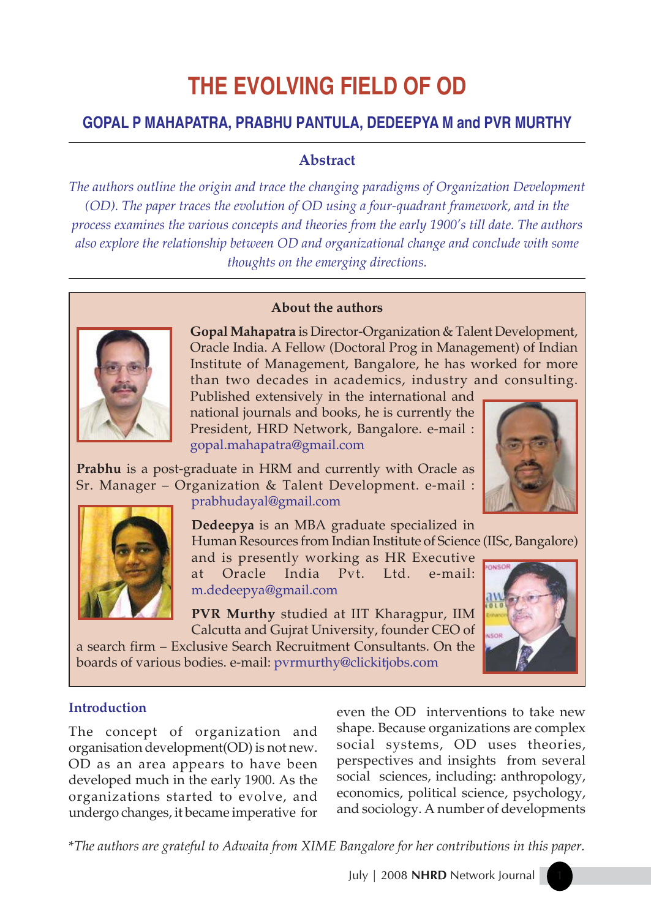# THE EVOLVING FIELD OF OD

## GOPAL P MAHAPATRA, PRABHU PANTULA, DEDEEPYA M and PVR MURTHY

### Abstract

*The authors outline the origin and trace the changing paradigms of Organization Development (OD). The paper traces the evolution of OD using a four-quadrant framework, and in the process examines the various concepts and theories from the early 1900's till date. The authors also explore the relationship between OD and organizational change and conclude with some thoughts on the emerging directions.*

### About the authors

**Gopal Mahapatra** is Director-Organization & Talent Development, Oracle India. A Fellow (Doctoral Prog in Management) of Indian Institute of Management, Bangalore, he has worked for more than two decades in academics, industry and consulting. Published extensively in the international and national journals and books, he is currently the President, HRD Network, Bangalore. e-mail : gopal.mahapatra@gmail.com

**Prabhu** is a post-graduate in HRM and currently with Oracle as Sr. Manager – Organization & Talent Development. e-mail : prabhudayal@gmail.com

**Dedeepya** is an MBA graduate specialized in Human Resources from Indian Institute of Science (IISc, Bangalore) and is presently working as HR Executive at Oracle India Pvt. Ltd. e-mail: m.dedeepya@gmail.com

**PVR Murthy** studied at IIT Kharagpur, IIM Calcutta and Gujrat University, founder CEO of a search firm – Exclusive Search Recruitment Consultants. On the boards of various bodies. e-mail: pvrmurthy@clickitjobs.com

### Introduction

The concept of organization and organisation development(OD) is not new. OD as an area appears to have been developed much in the early 1900. As the organizations started to evolve, and undergo changes, it became imperative for even the OD interventions to take new shape. Because organizations are complex social systems, OD uses theories, perspectives and insights from several social sciences, including: anthropology, economics, political science, psychology, and sociology. A number of developments

*\*The authors are grateful to Adwaita from XIME Bangalore for her contributions in this paper.*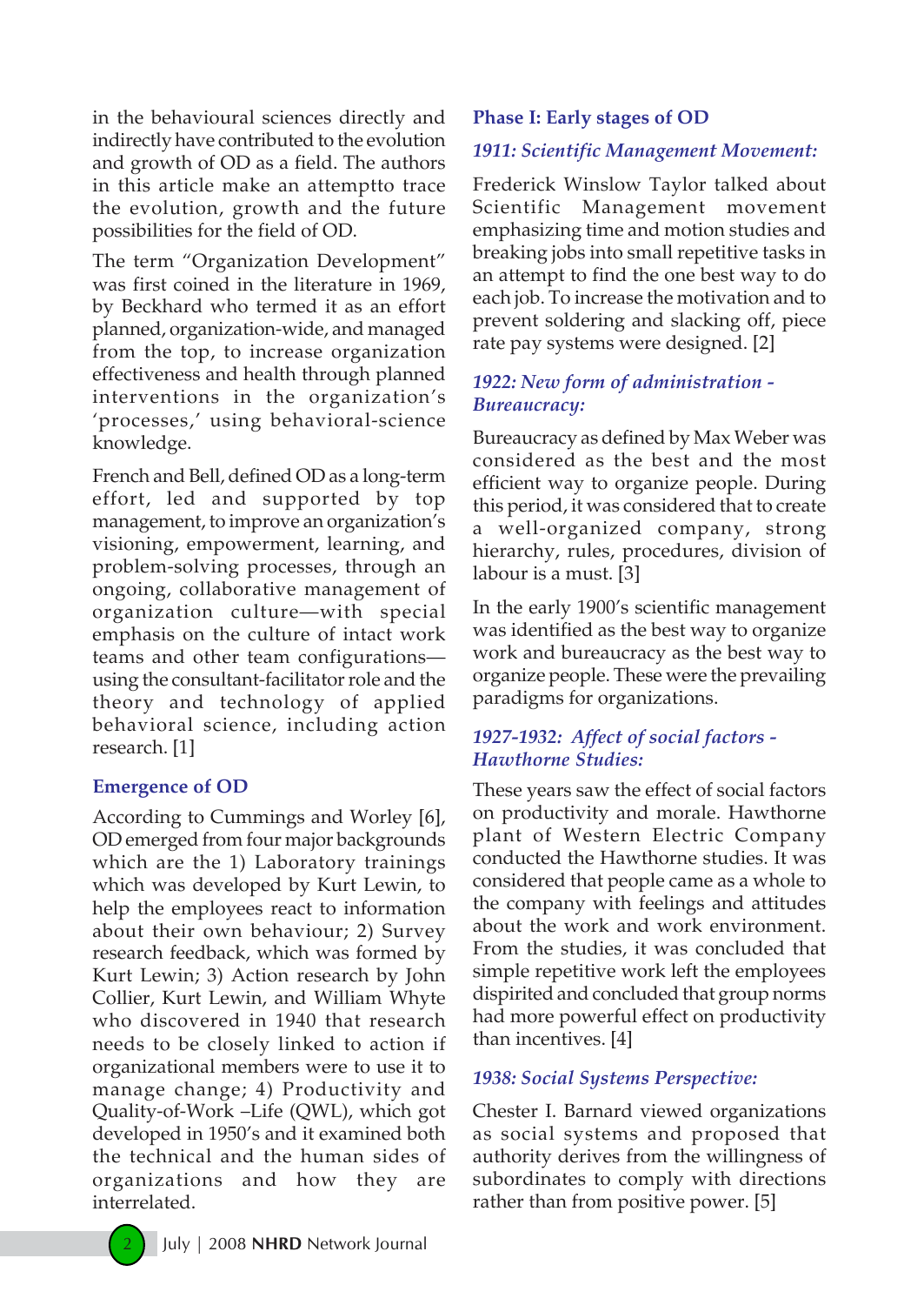in the behavioural sciences directly and indirectly have contributed to the evolution and growth of OD as a field. The authors in this article make an attemptto trace the evolution, growth and the future possibilities for the field of OD.

The term "Organization Development" was first coined in the literature in 1969, by Beckhard who termed it as an effort planned, organization-wide, and managed from the top, to increase organization effectiveness and health through planned interventions in the organization's 'processes,' using behavioral-science knowledge.

French and Bell, defined OD as a long-term effort, led and supported by top management, to improve an organization's visioning, empowerment, learning, and problem-solving processes, through an ongoing, collaborative management of organization culture—with special emphasis on the culture of intact work teams and other team configurations—using the consultant-facilitator role and the theory and technology of applied behavioral science, including action research. [1]

## Emergence of OD

According to Cummings and Worley [6], OD emerged from four major backgrounds which are the 1) Laboratory trainings which was developed by Kurt Lewin, to help the employees react to information about their own behaviour; 2) Survey research feedback, which was formed by Kurt Lewin; 3) Action research by John Collier, Kurt Lewin, and William Whyte who discovered in 1940 that research needs to be closely linked to action if organizational members were to use it to manage change; 4) Productivity and Quality-of-Work –Life (QWL), which got developed in 1950's and it examined both the technical and the human sides of organizations and how they are interrelated.

## Phase I: Early stages of OD

### *1911: Scientific Management Movement:*

Frederick Winslow Taylor talked about Scientific Management movement emphasizing time and motion studies and breaking jobs into small repetitive tasks in an attempt to find the one best way to do each job. To increase the motivation and to prevent soldering and slacking off, piece rate pay systems were designed. [2]

### *1922: New form of administration - Bureaucracy:*

Bureaucracy as defined by Max Weber was considered as the best and the most efficient way to organize people. During this period, it was considered that to create a well-organized company, strong hierarchy, rules, procedures, division of labour is a must. [3]

In the early 1900's scientific management was identified as the best way to organize work and bureaucracy as the best way to organize people. These were the prevailing paradigms for organizations.

### *1927-1932: Affect of social factors - Hawthorne Studies:*

These years saw the effect of social factors on productivity and morale. Hawthorne plant of Western Electric Company conducted the Hawthorne studies. It was considered that people came as a whole to the company with feelings and attitudes about the work and work environment. From the studies, it was concluded that simple repetitive work left the employees dispirited and concluded that group norms had more powerful effect on productivity than incentives. [4]

### *1938: Social Systems Perspective:*

Chester I. Barnard viewed organizations as social systems and proposed that authority derives from the willingness of subordinates to comply with directions rather than from positive power. [5]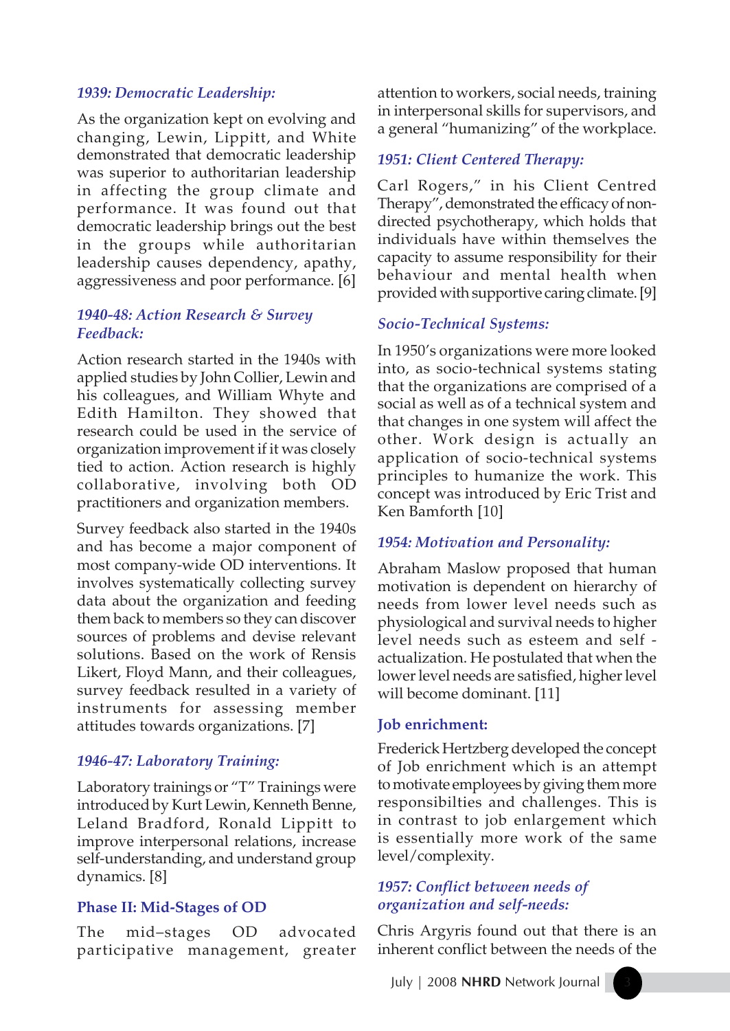### *1939: Democratic Leadership:*

As the organization kept on evolving and changing, Lewin, Lippitt, and White demonstrated that democratic leadership was superior to authoritarian leadership in affecting the group climate and performance. It was found out that democratic leadership brings out the best in the groups while authoritarian leadership causes dependency, apathy, aggressiveness and poor performance. [6]

### *1940-48: Action Research & Survey Feedback:*

Action research started in the 1940s with applied studies by John Collier, Lewin and his colleagues, and William Whyte and Edith Hamilton. They showed that research could be used in the service of organization improvement if it was closely tied to action. Action research is highly collaborative, involving both OD practitioners and organization members.

Survey feedback also started in the 1940s and has become a major component of most company-wide OD interventions. It involves systematically collecting survey data about the organization and feeding them back to members so they can discover sources of problems and devise relevant solutions. Based on the work of Rensis Likert, Floyd Mann, and their colleagues, survey feedback resulted in a variety of instruments for assessing member attitudes towards organizations. [7]

### *1946-47: Laboratory Training:*

Laboratory trainings or "T" Trainings were introduced by Kurt Lewin, Kenneth Benne, Leland Bradford, Ronald Lippitt to improve interpersonal relations, increase self-understanding, and understand group dynamics. [8]

## Phase II: Mid-Stages of OD

The mid–stages OD advocated participative management, greater attention to workers, social needs, training in interpersonal skills for supervisors, and a general "humanizing" of the workplace.

### *1951: Client Centered Therapy:*

Carl Rogers," in his Client Centred Therapy", demonstrated the efficacy of non-directed psychotherapy, which holds that individuals have within themselves the capacity to assume responsibility for their behaviour and mental health when provided with supportive caring climate. [9]

### *Socio-Technical Systems:*

In 1950's organizations were more looked into, as socio-technical systems stating that the organizations are comprised of a social as well as of a technical system and that changes in one system will affect the other. Work design is actually an application of socio-technical systems principles to humanize the work. This concept was introduced by Eric Trist and Ken Bamforth [10]

### *1954: Motivation and Personality:*

Abraham Maslow proposed that human motivation is dependent on hierarchy of needs from lower level needs such as physiological and survival needs to higher level needs such as esteem and self - actualization. He postulated that when the lower level needs are satisfied, higher level will become dominant. [11]

### Job enrichment:

Frederick Hertzberg developed the concept of Job enrichment which is an attempt to motivate employees by giving them more responsibilties and challenges. This is in contrast to job enlargement which is essentially more work of the same level/complexity.

### *1957: Conflict between needs of organization and self-needs:*

Chris Argyris found out that there is an inherent conflict between the needs of the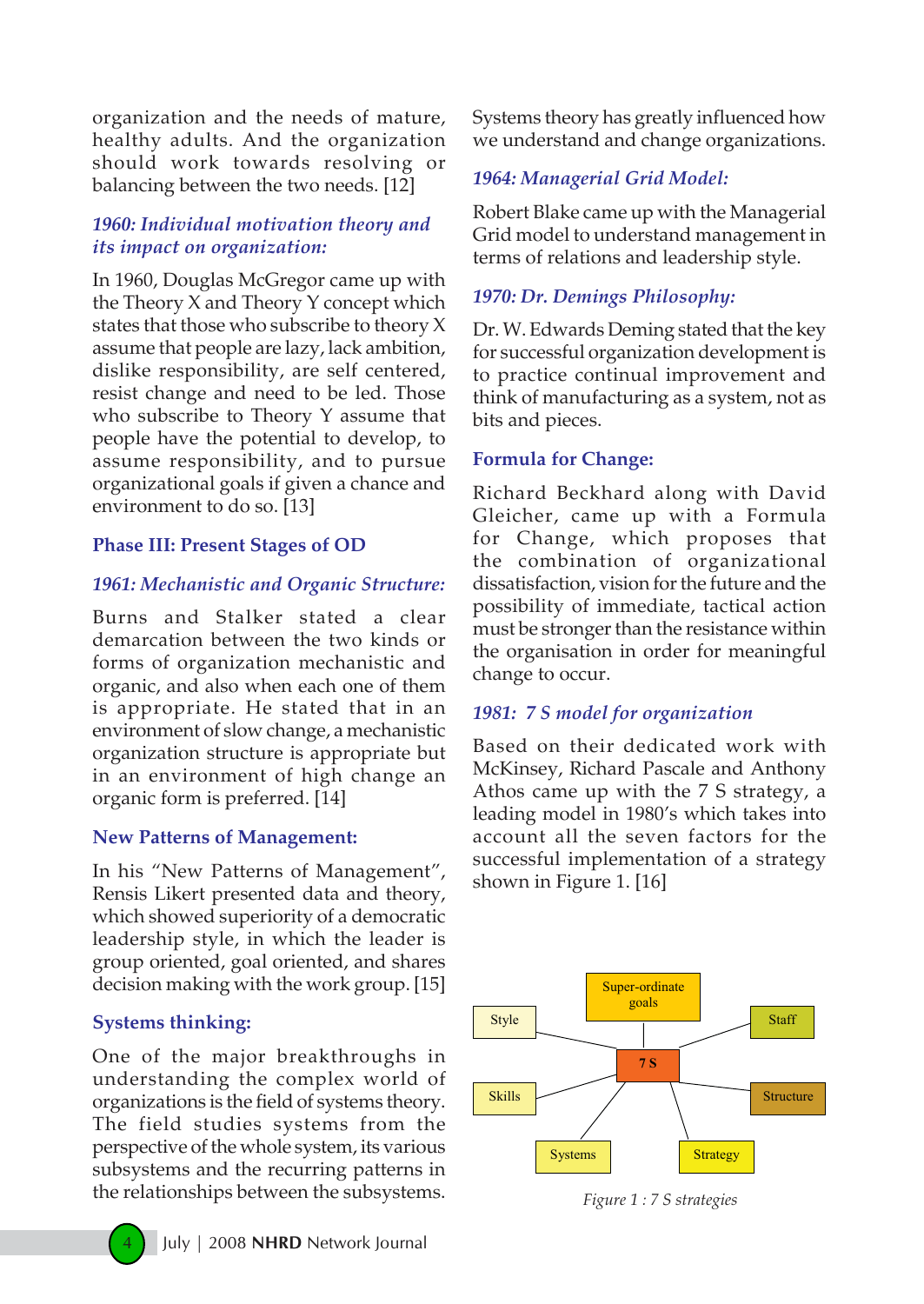organization and the needs of mature, healthy adults. And the organization should work towards resolving or balancing between the two needs. [12]

### *1960: Individual motivation theory and its impact on organization:*

In 1960, Douglas McGregor came up with the Theory X and Theory Y concept which states that those who subscribe to theory X assume that people are lazy, lack ambition, dislike responsibility, are self centered, resist change and need to be led. Those who subscribe to Theory Y assume that people have the potential to develop, to assume responsibility, and to pursue organizational goals if given a chance and environment to do so. [13]

## Phase III: Present Stages of OD

### *1961: Mechanistic and Organic Structure:*

Burns and Stalker stated a clear demarcation between the two kinds or forms of organization mechanistic and organic, and also when each one of them is appropriate. He stated that in an environment of slow change, a mechanistic organization structure is appropriate but in an environment of high change an organic form is preferred. [14]

### New Patterns of Management:

In his "New Patterns of Management", Rensis Likert presented data and theory, which showed superiority of a democratic leadership style, in which the leader is group oriented, goal oriented, and shares decision making with the work group. [15]

### Systems thinking:

One of the major breakthroughs in understanding the complex world of organizations is the field of systems theory. The field studies systems from the perspective of the whole system, its various subsystems and the recurring patterns in the relationships between the subsystems. Systems theory has greatly influenced how we understand and change organizations.

### *1964: Managerial Grid Model:*

Robert Blake came up with the Managerial Grid model to understand management in terms of relations and leadership style.

### *1970: Dr. Demings Philosophy:*

Dr. W. Edwards Deming stated that the key for successful organization development is to practice continual improvement and think of manufacturing as a system, not as bits and pieces.

### Formula for Change:

Richard Beckhard along with David Gleicher, came up with a Formula for Change, which proposes that the combination of organizational dissatisfaction, vision for the future and the possibility of immediate, tactical action must be stronger than the resistance within the organisation in order for meaningful change to occur.

### *1981: 7 S model for organization*

Based on their dedicated work with McKinsey, Richard Pascale and Anthony Athos came up with the 7 S strategy, a leading model in 1980's which takes into account all the seven factors for the successful implementation of a strategy shown in Figure 1. [16]

7 S: Super-ordinate goals, Style, Staff, Skills, Structure, Systems, Strategy

*Figure 1 : 7 S strategies*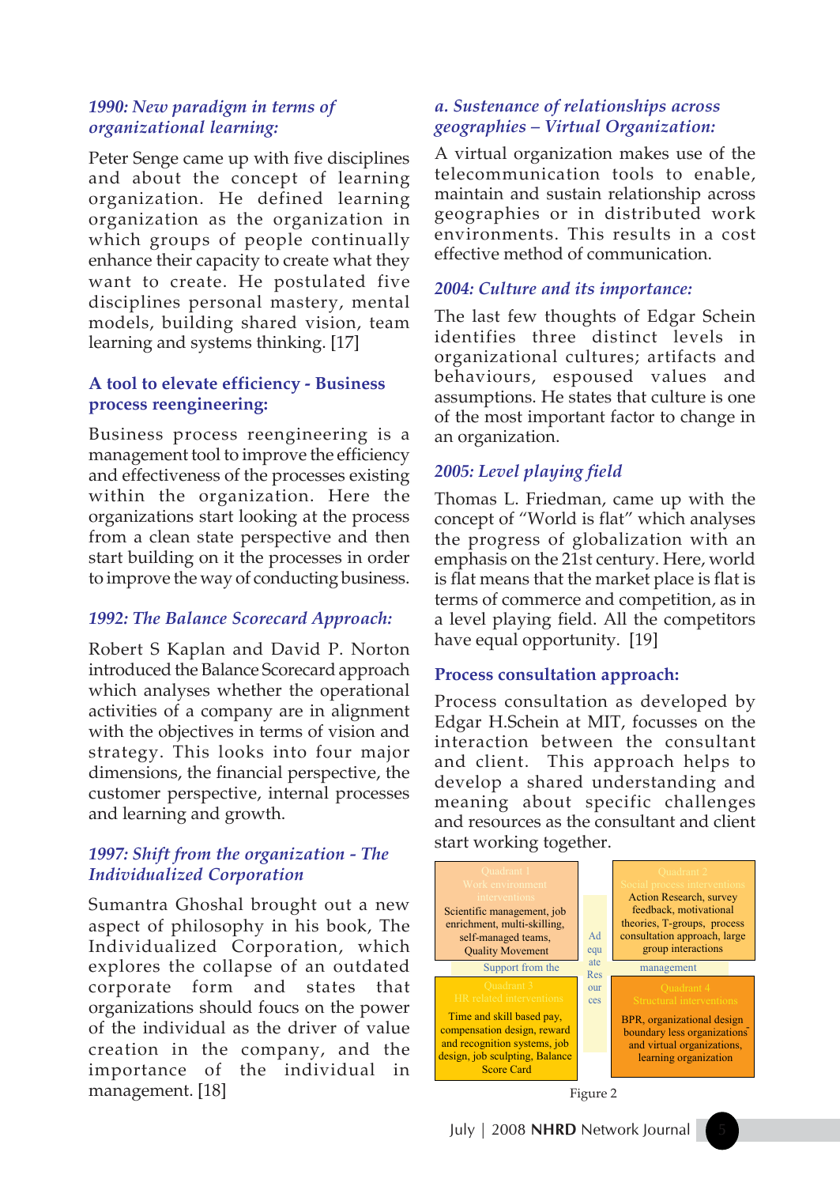*1990: New paradigm in terms of organizational learning:*

Peter Senge came up with five disciplines and about the concept of learning organization. He defined learning organization as the organization in which groups of people continually enhance their capacity to create what they want to create. He postulated five disciplines personal mastery, mental models, building shared vision, team learning and systems thinking. [17]

**A tool to elevate efficiency - Business process reengineering:**

Business process reengineering is a management tool to improve the efficiency and effectiveness of the processes existing within the organization. Here the organizations start looking at the process from a clean state perspective and then start building on it the processes in order to improve the way of conducting business.

*1992: The Balance Scorecard Approach:*

Robert S Kaplan and David P. Norton introduced the Balance Scorecard approach which analyses whether the operational activities of a company are in alignment with the objectives in terms of vision and strategy. This looks into four major dimensions, the financial perspective, the customer perspective, internal processes and learning and growth.

*1997: Shift from the organization - The Individualized Corporation*

Sumantra Ghoshal brought out a new aspect of philosophy in his book, The Individualized Corporation, which explores the collapse of an outdated corporate form and states that organizations should foucs on the power of the individual as the driver of value creation in the company, and the importance of the individual in management. [18]

*a. Sustenance of relationships across geographies – Virtual Organization:*

A virtual organization makes use of the telecommunication tools to enable, maintain and sustain relationship across geographies or in distributed work environments. This results in a cost effective method of communication.

*2004: Culture and its importance:*

The last few thoughts of Edgar Schein identifies three distinct levels in organizational cultures; artifacts and behaviours, espoused values and assumptions. He states that culture is one of the most important factor to change in an organization.

*2005: Level playing field*

Thomas L. Friedman, came up with the concept of "World is flat" which analyses the progress of globalization with an emphasis on the 21st century. Here, world is flat means that the market place is flat is terms of commerce and competition, as in a level playing field. All the competitors have equal opportunity. [19]

**Process consultation approach:**

Process consultation as developed by Edgar H.Schein at MIT, focusses on the interaction between the consultant and client. This approach helps to develop a shared understanding and meaning about specific challenges and resources as the consultant and client start working together.

| Quadrant 1 Work environment interventions | | Quadrant 2 Social process interventions |
|---|---|---|
| Scientific management, job enrichment, multi-skilling, self-managed teams, Quality Movement | Adequate Resources | Action Research, survey feedback, motivational theories, T-groups, process consultation approach, large group interactions |
| Support from the | | management |
| Quadrant 3 HR related interventions | | Quadrant 4 Structural interventions |
| Time and skill based pay, compensation design, reward and recognition systems, job design, job sculpting, Balance Score Card | | BPR, organizational design boundary less organizations and virtual organizations, learning organization |

Figure 2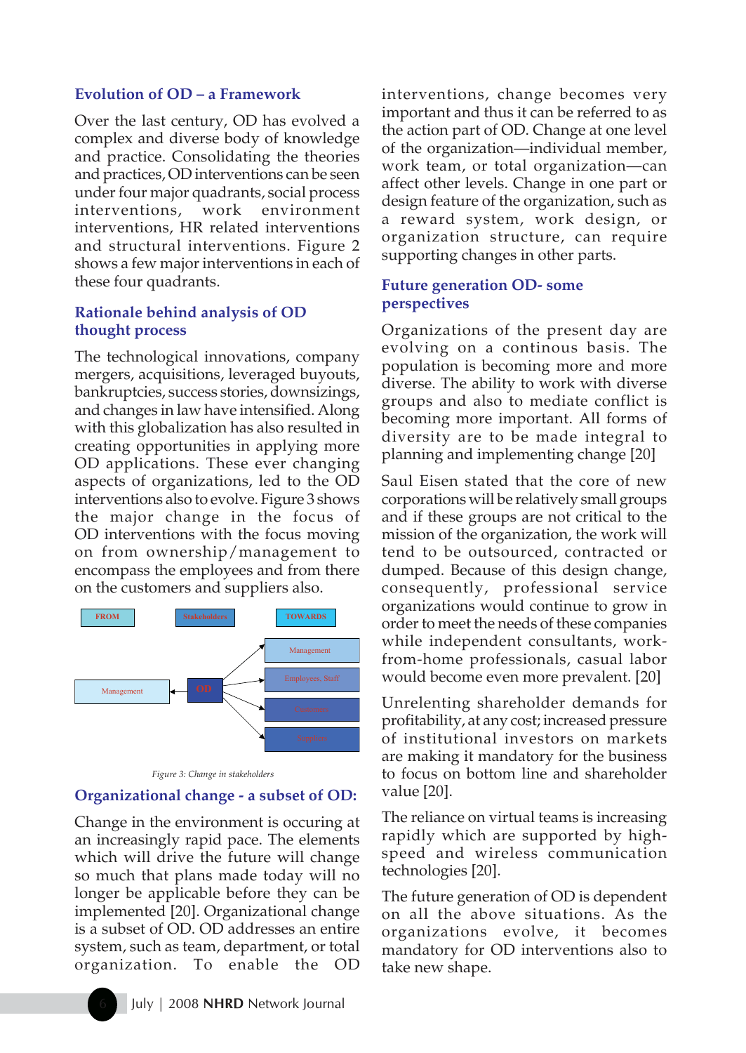## Evolution of OD – a Framework

Over the last century, OD has evolved a complex and diverse body of knowledge and practice. Consolidating the theories and practices, OD interventions can be seen under four major quadrants, social process interventions, work environment interventions, HR related interventions and structural interventions. Figure 2 shows a few major interventions in each of these four quadrants.

## Rationale behind analysis of OD thought process

The technological innovations, company mergers, acquisitions, leveraged buyouts, bankruptcies, success stories, downsizings, and changes in law have intensified. Along with this globalization has also resulted in creating opportunities in applying more OD applications. These ever changing aspects of organizations, led to the OD interventions also to evolve. Figure 3 shows the major change in the focus of OD interventions with the focus moving on from ownership/management to encompass the employees and from there on the customers and suppliers also.

FROM
Stakeholders
TOWARDS
Management
OD
Management
Employees, Staff
Customers
Suppliers

*Figure 3: Change in stakeholders*

## Organizational change - a subset of OD:

Change in the environment is occuring at an increasingly rapid pace. The elements which will drive the future will change so much that plans made today will no longer be applicable before they can be implemented [20]. Organizational change is a subset of OD. OD addresses an entire system, such as team, department, or total organization. To enable the OD interventions, change becomes very important and thus it can be referred to as the action part of OD. Change at one level of the organization—individual member, work team, or total organization—can affect other levels. Change in one part or design feature of the organization, such as a reward system, work design, or organization structure, can require supporting changes in other parts.

## Future generation OD- some perspectives

Organizations of the present day are evolving on a continous basis. The population is becoming more and more diverse. The ability to work with diverse groups and also to mediate conflict is becoming more important. All forms of diversity are to be made integral to planning and implementing change [20]

Saul Eisen stated that the core of new corporations will be relatively small groups and if these groups are not critical to the mission of the organization, the work will tend to be outsourced, contracted or dumped. Because of this design change, consequently, professional service organizations would continue to grow in order to meet the needs of these companies while independent consultants, work-from-home professionals, casual labor would become even more prevalent. [20]

Unrelenting shareholder demands for profitability, at any cost; increased pressure of institutional investors on markets are making it mandatory for the business to focus on bottom line and shareholder value [20].

The reliance on virtual teams is increasing rapidly which are supported by high-speed and wireless communication technologies [20].

The future generation of OD is dependent on all the above situations. As the organizations evolve, it becomes mandatory for OD interventions also to take new shape.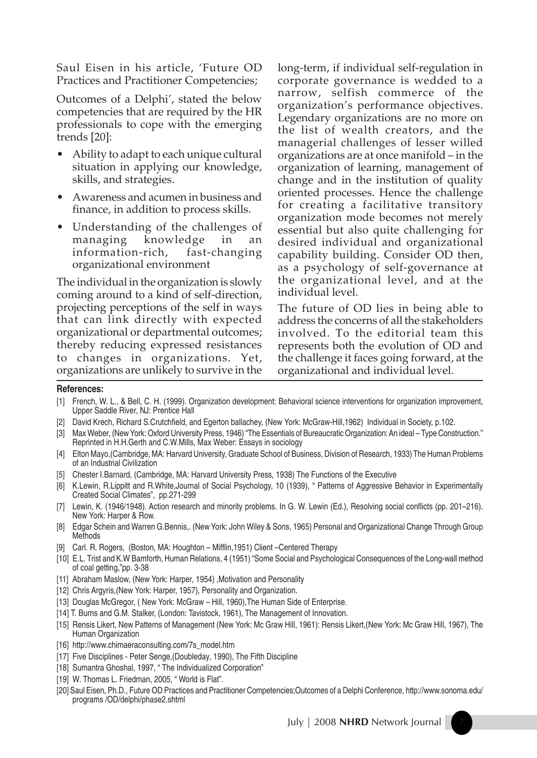Saul Eisen in his article, 'Future OD Practices and Practitioner Competencies;

Outcomes of a Delphi', stated the below competencies that are required by the HR professionals to cope with the emerging trends [20]:

- Ability to adapt to each unique cultural situation in applying our knowledge, skills, and strategies.
- Awareness and acumen in business and finance, in addition to process skills.
- Understanding of the challenges of managing knowledge in an information-rich, fast-changing organizational environment

The individual in the organization is slowly coming around to a kind of self-direction, projecting perceptions of the self in ways that can link directly with expected organizational or departmental outcomes; thereby reducing expressed resistances to changes in organizations. Yet, organizations are unlikely to survive in the long-term, if individual self-regulation in corporate governance is wedded to a narrow, selfish commerce of the organization's performance objectives. Legendary organizations are no more on the list of wealth creators, and the managerial challenges of lesser willed organizations are at once manifold – in the organization of learning, management of change and in the institution of quality oriented processes. Hence the challenge for creating a facilitative transitory organization mode becomes not merely essential but also quite challenging for desired individual and organizational capability building. Consider OD then, as a psychology of self-governance at the organizational level, and at the individual level.

The future of OD lies in being able to address the concerns of all the stakeholders involved. To the editorial team this represents both the evolution of OD and the challenge it faces going forward, at the organizational and individual level.

**References:**

[1] French, W. L., & Bell, C. H. (1999). Organization development: Behavioral science interventions for organization improvement, Upper Saddle River, NJ: Prentice Hall

[2] David Krech, Richard S.Crutchfield, and Egerton ballachey, (New York: McGraw-Hill,1962) Individual in Society, p.102.

[3] Max Weber, (New York: Oxford University Press, 1946) "The Essentials of Bureaucratic Organization: An ideal – Type Construction." Reprinted in H.H.Gerth and C.W.Mills, Max Weber: Essays in sociology

[4] Elton Mayo,(Cambridge, MA: Harvard University, Graduate School of Business, Division of Research, 1933) The Human Problems of an Industrial Civilization

[5] Chester I.Barnard, (Cambridge, MA: Harvard University Press, 1938) The Functions of the Executive

[6] K.Lewin, R.Lippitt and R.White,Journal of Social Psychology, 10 (1939), " Patterns of Aggressive Behavior in Experimentally Created Social Climates", pp.271-299

[7] Lewin, K. (1946/1948). Action research and minority problems. In G. W. Lewin (Ed.), Resolving social conflicts (pp. 201–216). New York: Harper & Row.

[8] Edgar Schein and Warren G.Bennis,. (New York: John Wiley & Sons, 1965) Personal and Organizational Change Through Group Methods

[9] Carl. R. Rogers, (Boston, MA: Houghton – Mifflin,1951) Client –Centered Therapy

[10] E.L. Trist and K.W Bamforth, Human Relations, 4 (1951) "Some Social and Psychological Consequences of the Long-wall method of coal getting,"pp. 3-38

[11] Abraham Maslow, (New York: Harper, 1954) ,Motivation and Personality

[12] Chris Argyris,(New York: Harper, 1957), Personality and Organization.

[13] Douglas McGregor, ( New York: McGraw – Hill, 1960),The Human Side of Enterprise.

[14] T. Burns and G.M. Stalker, (London: Tavistock, 1961), The Management of Innovation.

[15] Rensis Likert, New Patterns of Management (New York: Mc Graw Hill, 1961): Rensis Likert,(New York: Mc Graw Hill, 1967), The Human Organization

[16] http://www.chimaeraconsulting.com/7s_model.htm

[17] Five Disciplines - Peter Senge,(Doubleday, 1990), The Fifth Discipline

[18] Sumantra Ghoshal, 1997, " The Individualized Corporation"

[19] W. Thomas L. Friedman, 2005, " World is Flat".

[20] Saul Eisen, Ph.D., Future OD Practices and Practitioner Competencies;Outcomes of a Delphi Conference, http://www.sonoma.edu/programs /OD/delphi/phase2.shtml